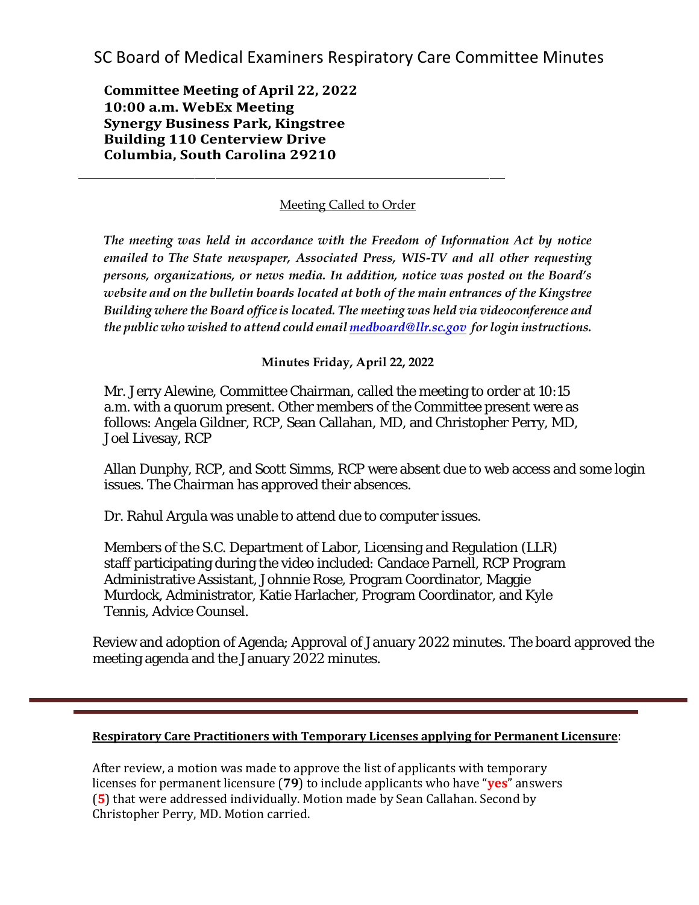# SC Board of Medical Examiners Respiratory Care Committee Minutes

**Committee Meeting of April 22, 2022**
**10:00 a.m. WebEx Meeting**
**Synergy Business Park, Kingstree**
**Building 110 Centerview Drive**
**Columbia, South Carolina 29210**

---

Meeting Called to Order

***The meeting was held in accordance with the Freedom of Information Act by notice emailed to The State newspaper, Associated Press, WIS-TV and all other requesting persons, organizations, or news media. In addition, notice was posted on the Board's website and on the bulletin boards located at both of the main entrances of the Kingstree Building where the Board office is located. The meeting was held via videoconference and the public who wished to attend could email [medboard@llr.sc.gov](mailto:medboard@llr.sc.gov) for login instructions.***

**Minutes Friday, April 22, 2022**

Mr. Jerry Alewine, Committee Chairman, called the meeting to order at 10:15 a.m. with a quorum present. Other members of the Committee present were as follows: Angela Gildner, RCP, Sean Callahan, MD, and Christopher Perry, MD, Joel Livesay, RCP

Allan Dunphy, RCP, and Scott Simms, RCP were absent due to web access and some login issues. The Chairman has approved their absences.

Dr. Rahul Argula was unable to attend due to computer issues.

Members of the S.C. Department of Labor, Licensing and Regulation (LLR) staff participating during the video included: Candace Parnell, RCP Program Administrative Assistant, Johnnie Rose, Program Coordinator, Maggie Murdock, Administrator, Katie Harlacher, Program Coordinator, and Kyle Tennis, Advice Counsel.

Review and adoption of Agenda; Approval of January 2022 minutes. The board approved the meeting agenda and the January 2022 minutes.

---

**Respiratory Care Practitioners with Temporary Licenses applying for Permanent Licensure**:

After review, a motion was made to approve the list of applicants with temporary licenses for permanent licensure (**79**) to include applicants who have "**yes**" answers (**5**) that were addressed individually. Motion made by Sean Callahan. Second by Christopher Perry, MD. Motion carried.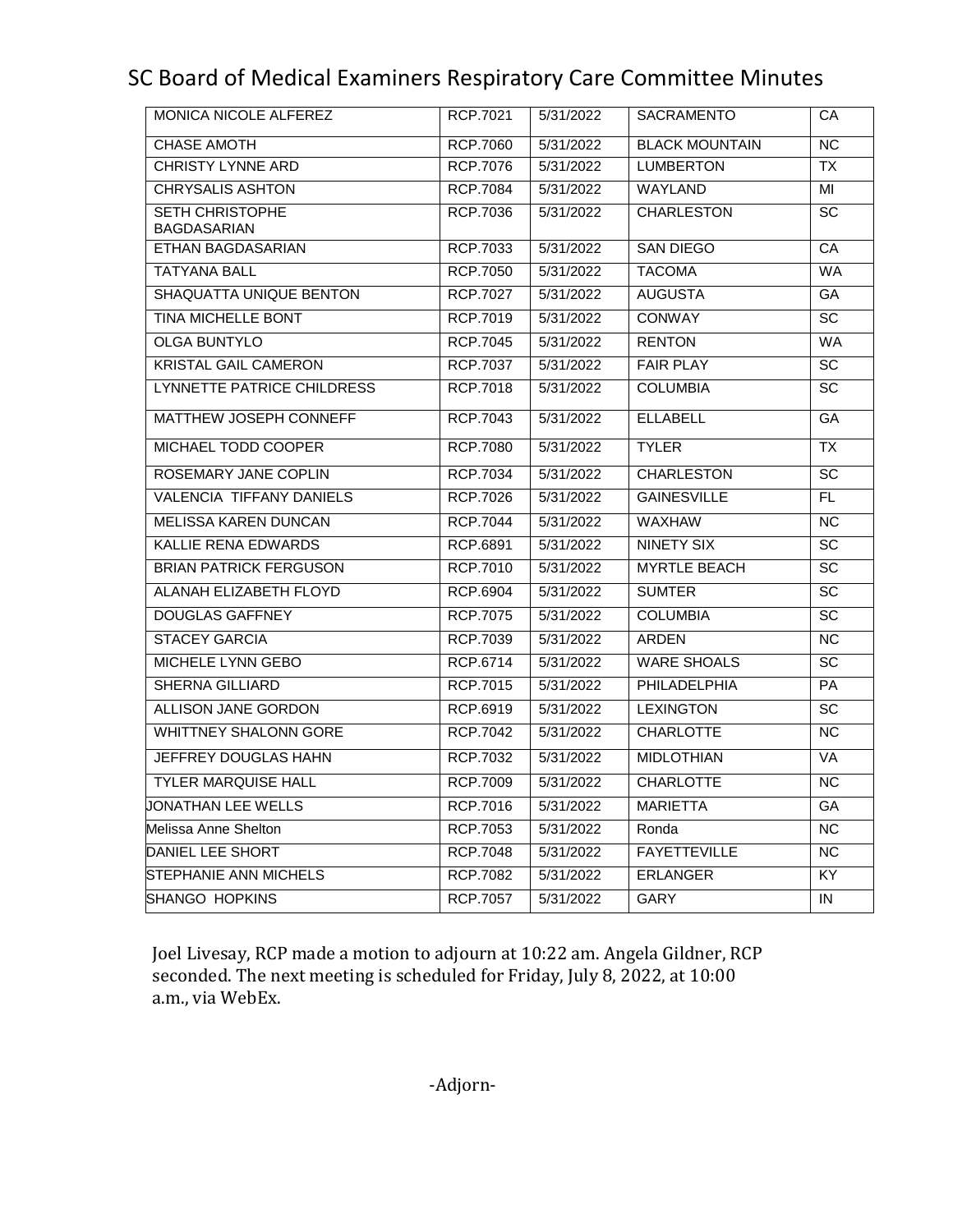| | | | | |
|---|---|---|---|---|
| MONICA NICOLE ALFEREZ | RCP.7021 | 5/31/2022 | SACRAMENTO | CA |
| CHASE AMOTH | RCP.7060 | 5/31/2022 | BLACK MOUNTAIN | NC |
| CHRISTY LYNNE ARD | RCP.7076 | 5/31/2022 | LUMBERTON | TX |
| CHRYSALIS ASHTON | RCP.7084 | 5/31/2022 | WAYLAND | MI |
| SETH CHRISTOPHE BAGDASARIAN | RCP.7036 | 5/31/2022 | CHARLESTON | SC |
| ETHAN BAGDASARIAN | RCP.7033 | 5/31/2022 | SAN DIEGO | CA |
| TATYANA BALL | RCP.7050 | 5/31/2022 | TACOMA | WA |
| SHAQUATTA UNIQUE BENTON | RCP.7027 | 5/31/2022 | AUGUSTA | GA |
| TINA MICHELLE BONT | RCP.7019 | 5/31/2022 | CONWAY | SC |
| OLGA BUNTYLO | RCP.7045 | 5/31/2022 | RENTON | WA |
| KRISTAL GAIL CAMERON | RCP.7037 | 5/31/2022 | FAIR PLAY | SC |
| LYNNETTE PATRICE CHILDRESS | RCP.7018 | 5/31/2022 | COLUMBIA | SC |
| MATTHEW JOSEPH CONNEFF | RCP.7043 | 5/31/2022 | ELLABELL | GA |
| MICHAEL TODD COOPER | RCP.7080 | 5/31/2022 | TYLER | TX |
| ROSEMARY JANE COPLIN | RCP.7034 | 5/31/2022 | CHARLESTON | SC |
| VALENCIA TIFFANY DANIELS | RCP.7026 | 5/31/2022 | GAINESVILLE | FL |
| MELISSA KAREN DUNCAN | RCP.7044 | 5/31/2022 | WAXHAW | NC |
| KALLIE RENA EDWARDS | RCP.6891 | 5/31/2022 | NINETY SIX | SC |
| BRIAN PATRICK FERGUSON | RCP.7010 | 5/31/2022 | MYRTLE BEACH | SC |
| ALANAH ELIZABETH FLOYD | RCP.6904 | 5/31/2022 | SUMTER | SC |
| DOUGLAS GAFFNEY | RCP.7075 | 5/31/2022 | COLUMBIA | SC |
| STACEY GARCIA | RCP.7039 | 5/31/2022 | ARDEN | NC |
| MICHELE LYNN GEBO | RCP.6714 | 5/31/2022 | WARE SHOALS | SC |
| SHERNA GILLIARD | RCP.7015 | 5/31/2022 | PHILADELPHIA | PA |
| ALLISON JANE GORDON | RCP.6919 | 5/31/2022 | LEXINGTON | SC |
| WHITTNEY SHALONN GORE | RCP.7042 | 5/31/2022 | CHARLOTTE | NC |
| JEFFREY DOUGLAS HAHN | RCP.7032 | 5/31/2022 | MIDLOTHIAN | VA |
| TYLER MARQUISE HALL | RCP.7009 | 5/31/2022 | CHARLOTTE | NC |
| JONATHAN LEE WELLS | RCP.7016 | 5/31/2022 | MARIETTA | GA |
| Melissa Anne Shelton | RCP.7053 | 5/31/2022 | Ronda | NC |
| DANIEL LEE SHORT | RCP.7048 | 5/31/2022 | FAYETTEVILLE | NC |
| STEPHANIE ANN MICHELS | RCP.7082 | 5/31/2022 | ERLANGER | KY |
| SHANGO HOPKINS | RCP.7057 | 5/31/2022 | GARY | IN |

Joel Livesay, RCP made a motion to adjourn at 10:22 am. Angela Gildner, RCP seconded. The next meeting is scheduled for Friday, July 8, 2022, at 10:00 a.m., via WebEx.

-Adjorn-